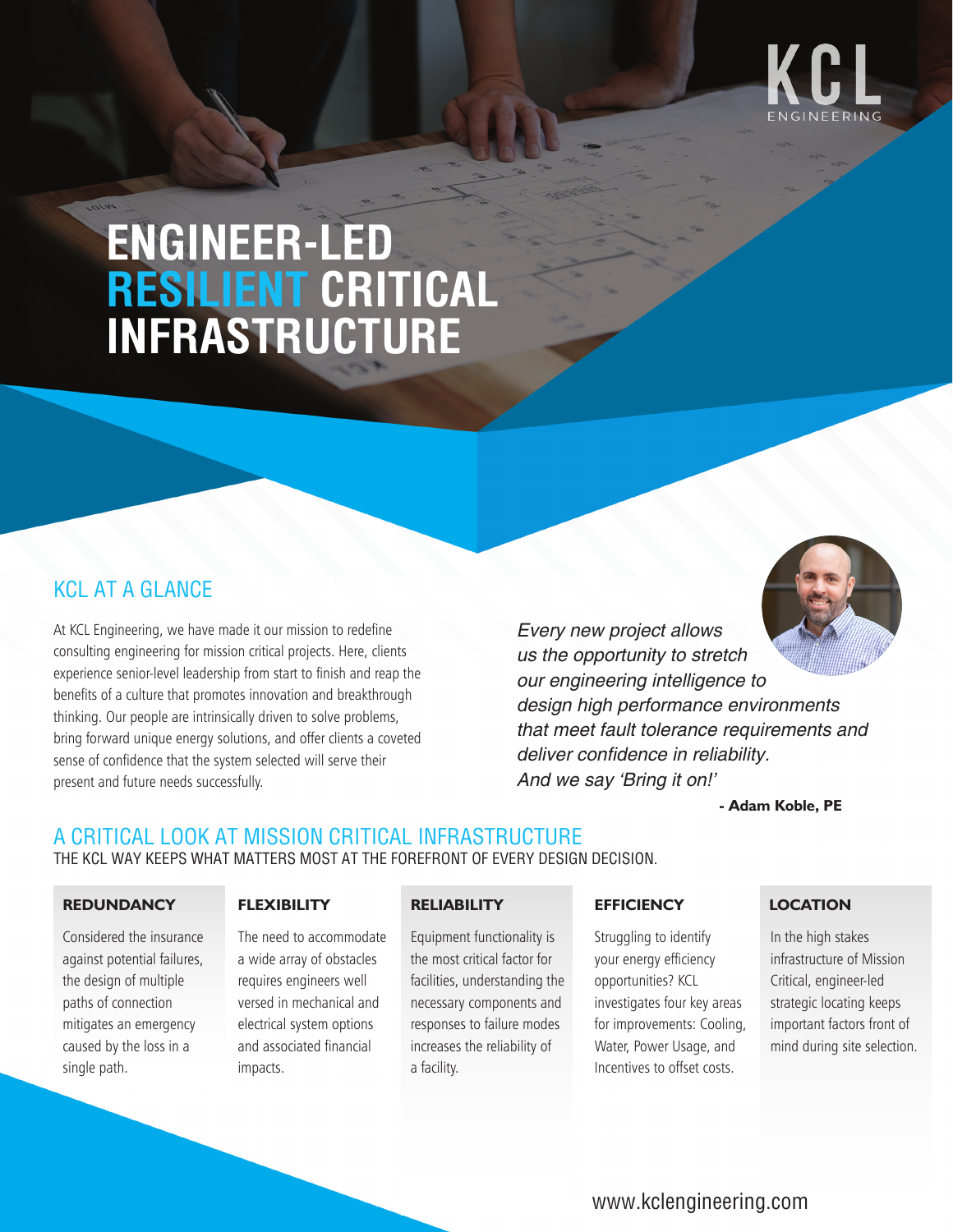KCL ENGINEERING

# ENGINEER-LED RESILIENT CRITICAL INFRASTRUCTURE

## KCL AT A GLANCE

At KCL Engineering, we have made it our mission to redefine consulting engineering for mission critical projects. Here, clients experience senior-level leadership from start to finish and reap the benefits of a culture that promotes innovation and breakthrough thinking. Our people are intrinsically driven to solve problems, bring forward unique energy solutions, and offer clients a coveted sense of confidence that the system selected will serve their present and future needs successfully.

> *Every new project allows us the opportunity to stretch our engineering intelligence to design high performance environments that meet fault tolerance requirements and deliver confidence in reliability. And we say 'Bring it on!'*
>
> **- Adam Koble, PE**

## A CRITICAL LOOK AT MISSION CRITICAL INFRASTRUCTURE

THE KCL WAY KEEPS WHAT MATTERS MOST AT THE FOREFRONT OF EVERY DESIGN DECISION.

### REDUNDANCY

Considered the insurance against potential failures, the design of multiple paths of connection mitigates an emergency caused by the loss in a single path.

### FLEXIBILITY

The need to accommodate a wide array of obstacles requires engineers well versed in mechanical and electrical system options and associated financial impacts.

### RELIABILITY

Equipment functionality is the most critical factor for facilities, understanding the necessary components and responses to failure modes increases the reliability of a facility.

### EFFICIENCY

Struggling to identify your energy efficiency opportunities? KCL investigates four key areas for improvements: Cooling, Water, Power Usage, and Incentives to offset costs.

### LOCATION

In the high stakes infrastructure of Mission Critical, engineer-led strategic locating keeps important factors front of mind during site selection.

www.kclengineering.com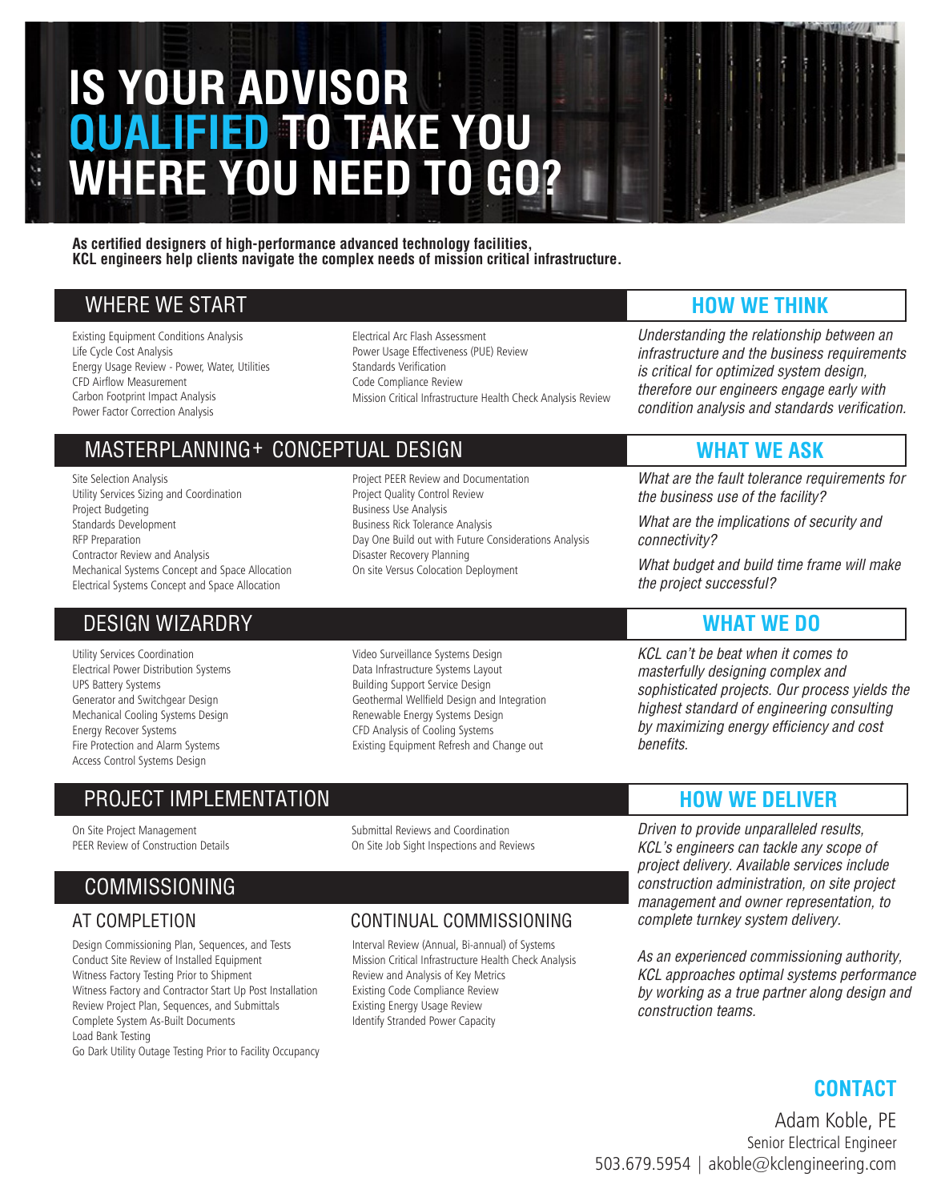# IS YOUR ADVISOR QUALIFIED TO TAKE YOU WHERE YOU NEED TO GO?

**As certified designers of high-performance advanced technology facilities, KCL engineers help clients navigate the complex needs of mission critical infrastructure.**

## WHERE WE START

- Existing Equipment Conditions Analysis
- Life Cycle Cost Analysis
- Energy Usage Review - Power, Water, Utilities
- CFD Airflow Measurement
- Carbon Footprint Impact Analysis
- Power Factor Correction Analysis
- Electrical Arc Flash Assessment
- Power Usage Effectiveness (PUE) Review
- Standards Verification
- Code Compliance Review
- Mission Critical Infrastructure Health Check Analysis Review

## HOW WE THINK

*Understanding the relationship between an infrastructure and the business requirements is critical for optimized system design, therefore our engineers engage early with condition analysis and standards verification.*

## MASTERPLANNING+ CONCEPTUAL DESIGN

- Site Selection Analysis
- Utility Services Sizing and Coordination
- Project Budgeting
- Standards Development
- RFP Preparation
- Contractor Review and Analysis
- Mechanical Systems Concept and Space Allocation
- Electrical Systems Concept and Space Allocation
- Project PEER Review and Documentation
- Project Quality Control Review
- Business Use Analysis
- Business Rick Tolerance Analysis
- Day One Build out with Future Considerations Analysis
- Disaster Recovery Planning
- On site Versus Colocation Deployment

## WHAT WE ASK

*What are the fault tolerance requirements for the business use of the facility?*

*What are the implications of security and connectivity?*

*What budget and build time frame will make the project successful?*

## DESIGN WIZARDRY

- Utility Services Coordination
- Electrical Power Distribution Systems
- UPS Battery Systems
- Generator and Switchgear Design
- Mechanical Cooling Systems Design
- Energy Recover Systems
- Fire Protection and Alarm Systems
- Access Control Systems Design
- Video Surveillance Systems Design
- Data Infrastructure Systems Layout
- Building Support Service Design
- Geothermal Wellfield Design and Integration
- Renewable Energy Systems Design
- CFD Analysis of Cooling Systems
- Existing Equipment Refresh and Change out

## WHAT WE DO

*KCL can't be beat when it comes to masterfully designing complex and sophisticated projects. Our process yields the highest standard of engineering consulting by maximizing energy efficiency and cost benefits.*

## PROJECT IMPLEMENTATION

- On Site Project Management
- PEER Review of Construction Details
- Submittal Reviews and Coordination
- On Site Job Sight Inspections and Reviews

## COMMISSIONING

### AT COMPLETION

- Design Commissioning Plan, Sequences, and Tests
- Conduct Site Review of Installed Equipment
- Witness Factory Testing Prior to Shipment
- Witness Factory and Contractor Start Up Post Installation
- Review Project Plan, Sequences, and Submittals
- Complete System As-Built Documents
- Load Bank Testing
- Go Dark Utility Outage Testing Prior to Facility Occupancy

### CONTINUAL COMMISSIONING

- Interval Review (Annual, Bi-annual) of Systems
- Mission Critical Infrastructure Health Check Analysis
- Review and Analysis of Key Metrics
- Existing Code Compliance Review
- Existing Energy Usage Review
- Identify Stranded Power Capacity

## HOW WE DELIVER

*Driven to provide unparalleled results, KCL's engineers can tackle any scope of project delivery. Available services include construction administration, on site project management and owner representation, to complete turnkey system delivery.*

*As an experienced commissioning authority, KCL approaches optimal systems performance by working as a true partner along design and construction teams.*

## CONTACT

Adam Koble, PE
Senior Electrical Engineer
503.679.5954 | akoble@kclengineering.com